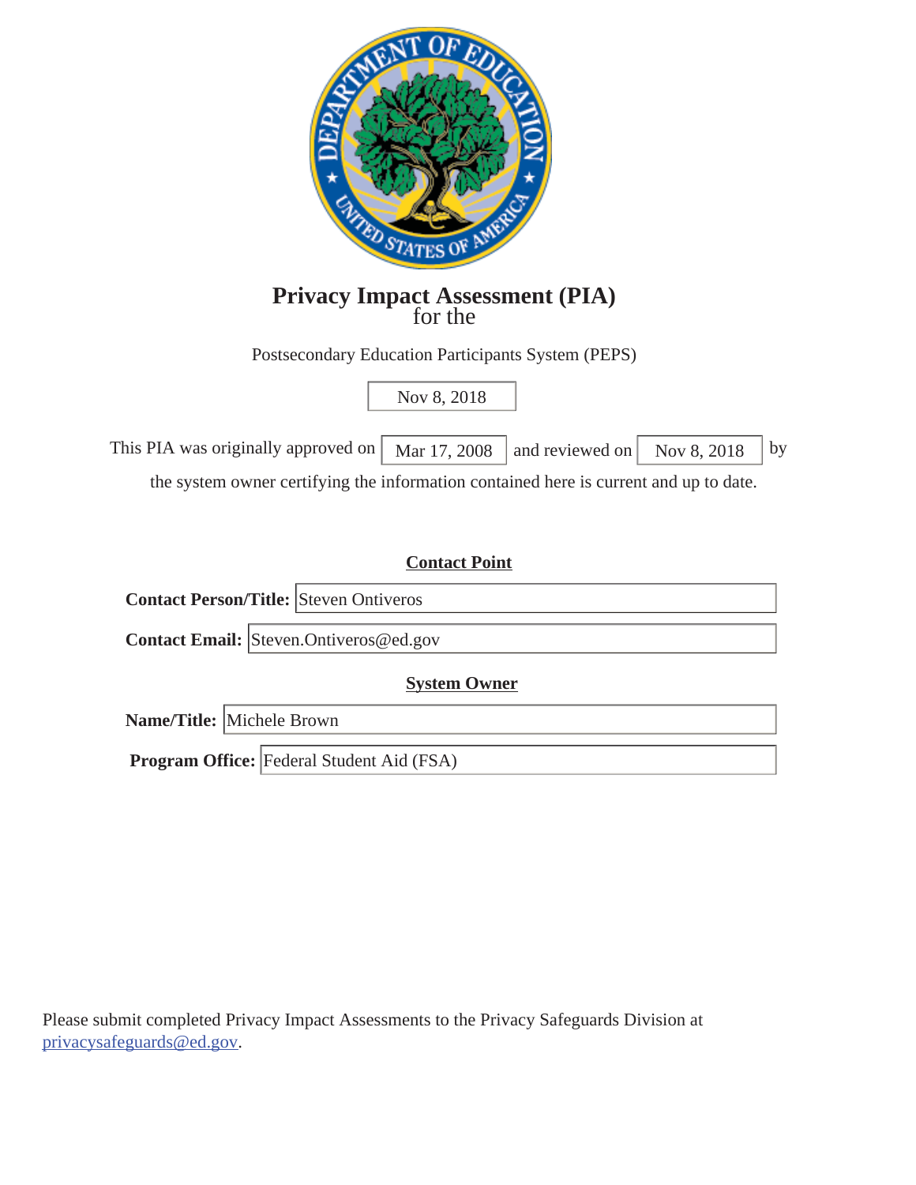# Privacy Impact Assessment (PIA)
for the

Postsecondary Education Participants System (PEPS)

Nov 8, 2018

This PIA was originally approved on Mar 17, 2008 and reviewed on Nov 8, 2018 by the system owner certifying the information contained here is current and up to date.

## Contact Point

**Contact Person/Title:** Steven Ontiveros

**Contact Email:** Steven.Ontiveros@ed.gov

## System Owner

**Name/Title:** Michele Brown

**Program Office:** Federal Student Aid (FSA)

Please submit completed Privacy Impact Assessments to the Privacy Safeguards Division at privacysafeguards@ed.gov.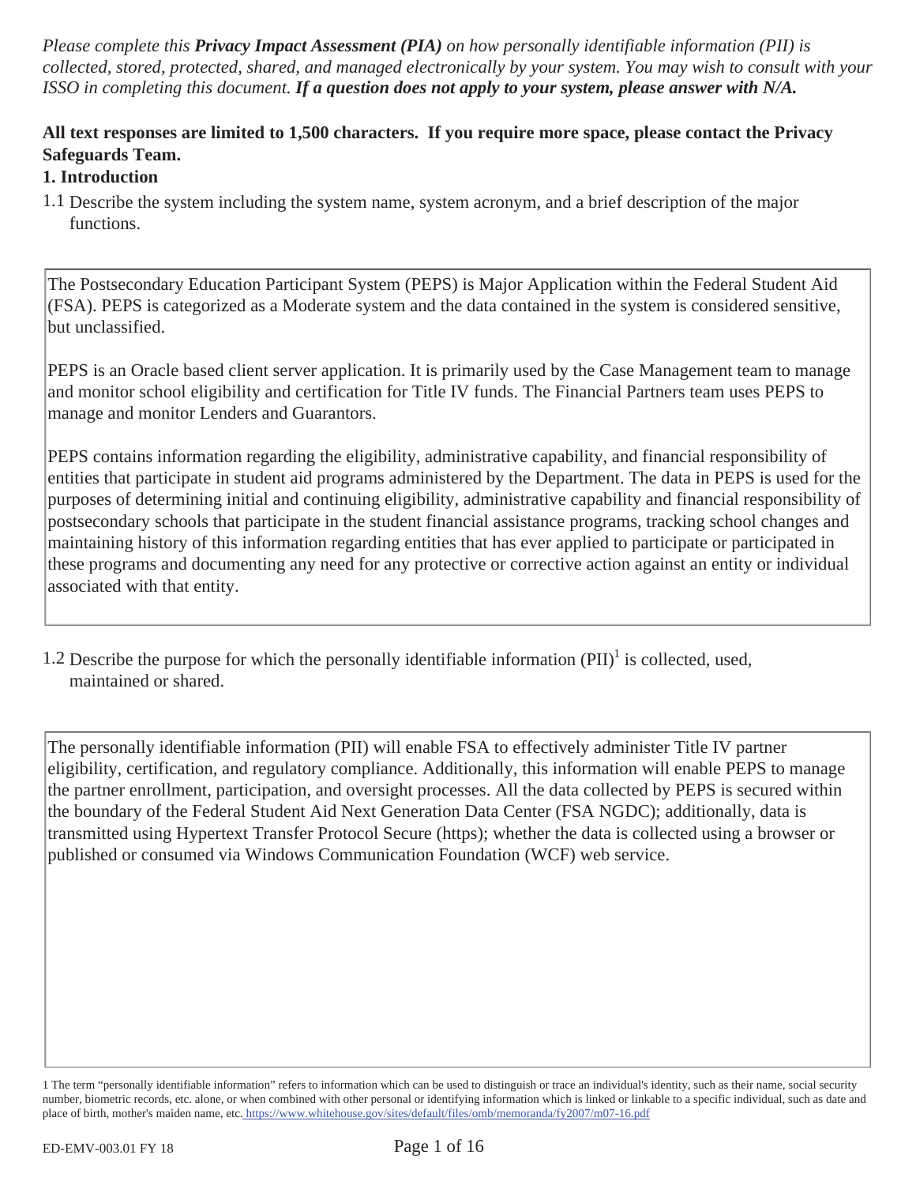*Please complete this **Privacy Impact Assessment (PIA)** on how personally identifiable information (PII) is collected, stored, protected, shared, and managed electronically by your system. You may wish to consult with your ISSO in completing this document. **If a question does not apply to your system, please answer with N/A.***

**All text responses are limited to 1,500 characters. If you require more space, please contact the Privacy Safeguards Team.**

## 1. Introduction

1.1 Describe the system including the system name, system acronym, and a brief description of the major functions.

> The Postsecondary Education Participant System (PEPS) is Major Application within the Federal Student Aid (FSA). PEPS is categorized as a Moderate system and the data contained in the system is considered sensitive, but unclassified.
>
> PEPS is an Oracle based client server application. It is primarily used by the Case Management team to manage and monitor school eligibility and certification for Title IV funds. The Financial Partners team uses PEPS to manage and monitor Lenders and Guarantors.
>
> PEPS contains information regarding the eligibility, administrative capability, and financial responsibility of entities that participate in student aid programs administered by the Department. The data in PEPS is used for the purposes of determining initial and continuing eligibility, administrative capability and financial responsibility of postsecondary schools that participate in the student financial assistance programs, tracking school changes and maintaining history of this information regarding entities that has ever applied to participate or participated in these programs and documenting any need for any protective or corrective action against an entity or individual associated with that entity.

1.2 Describe the purpose for which the personally identifiable information (PII)[1] is collected, used, maintained or shared.

> The personally identifiable information (PII) will enable FSA to effectively administer Title IV partner eligibility, certification, and regulatory compliance. Additionally, this information will enable PEPS to manage the partner enrollment, participation, and oversight processes. All the data collected by PEPS is secured within the boundary of the Federal Student Aid Next Generation Data Center (FSA NGDC); additionally, data is transmitted using Hypertext Transfer Protocol Secure (https); whether the data is collected using a browser or published or consumed via Windows Communication Foundation (WCF) web service.

1 The term "personally identifiable information" refers to information which can be used to distinguish or trace an individual's identity, such as their name, social security number, biometric records, etc. alone, or when combined with other personal or identifying information which is linked or linkable to a specific individual, such as date and place of birth, mother's maiden name, etc. https://www.whitehouse.gov/sites/default/files/omb/memoranda/fy2007/m07-16.pdf

ED-EMV-003.01 FY 18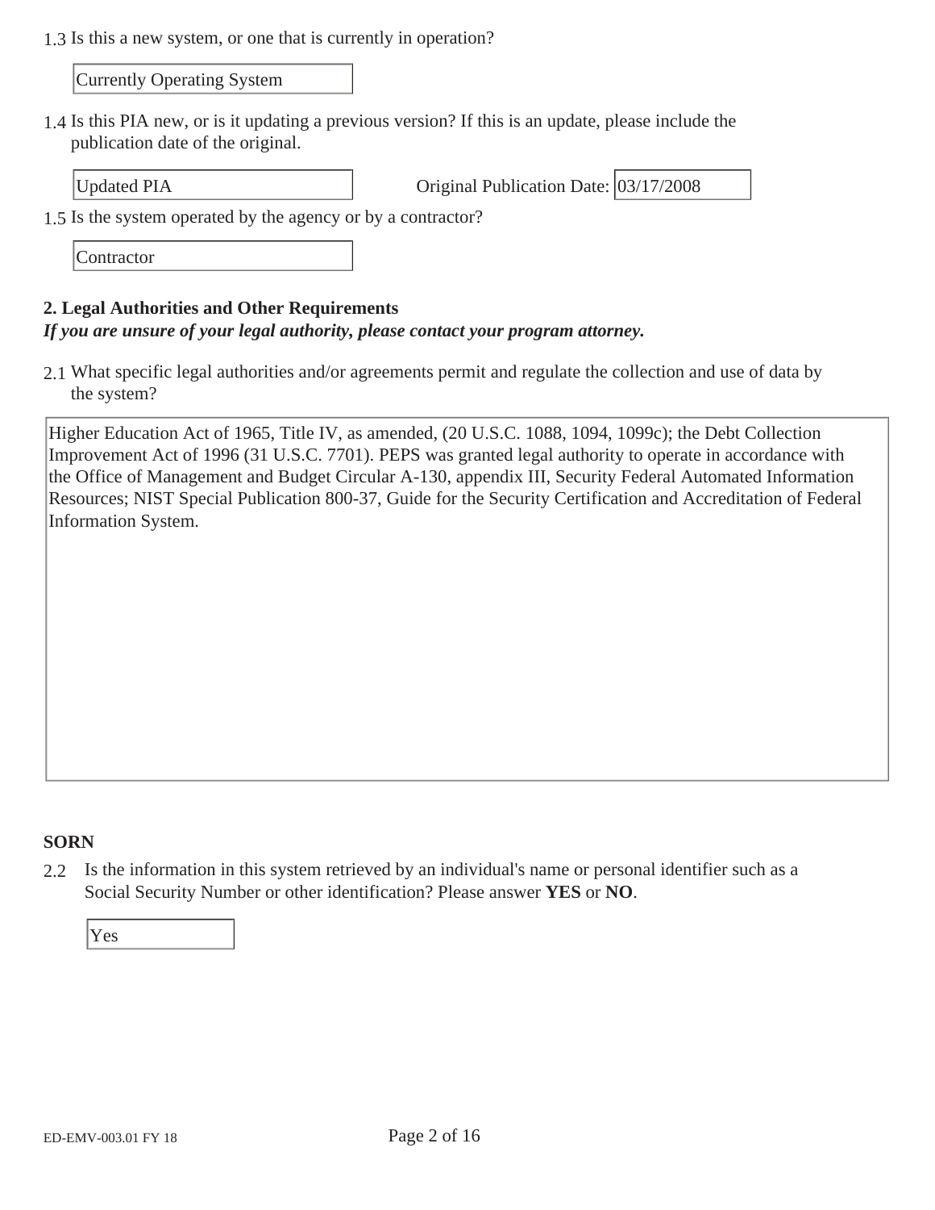1.3 Is this a new system, or one that is currently in operation?

Currently Operating System

1.4 Is this PIA new, or is it updating a previous version? If this is an update, please include the publication date of the original.

Updated PIA

Original Publication Date: 03/17/2008

1.5 Is the system operated by the agency or by a contractor?

Contractor

**2. Legal Authorities and Other Requirements**

***If you are unsure of your legal authority, please contact your program attorney.***

2.1 What specific legal authorities and/or agreements permit and regulate the collection and use of data by the system?

Higher Education Act of 1965, Title IV, as amended, (20 U.S.C. 1088, 1094, 1099c); the Debt Collection Improvement Act of 1996 (31 U.S.C. 7701). PEPS was granted legal authority to operate in accordance with the Office of Management and Budget Circular A-130, appendix III, Security Federal Automated Information Resources; NIST Special Publication 800-37, Guide for the Security Certification and Accreditation of Federal Information System.

**SORN**

2.2 Is the information in this system retrieved by an individual's name or personal identifier such as a Social Security Number or other identification? Please answer **YES** or **NO**.

Yes

ED-EMV-003.01 FY 18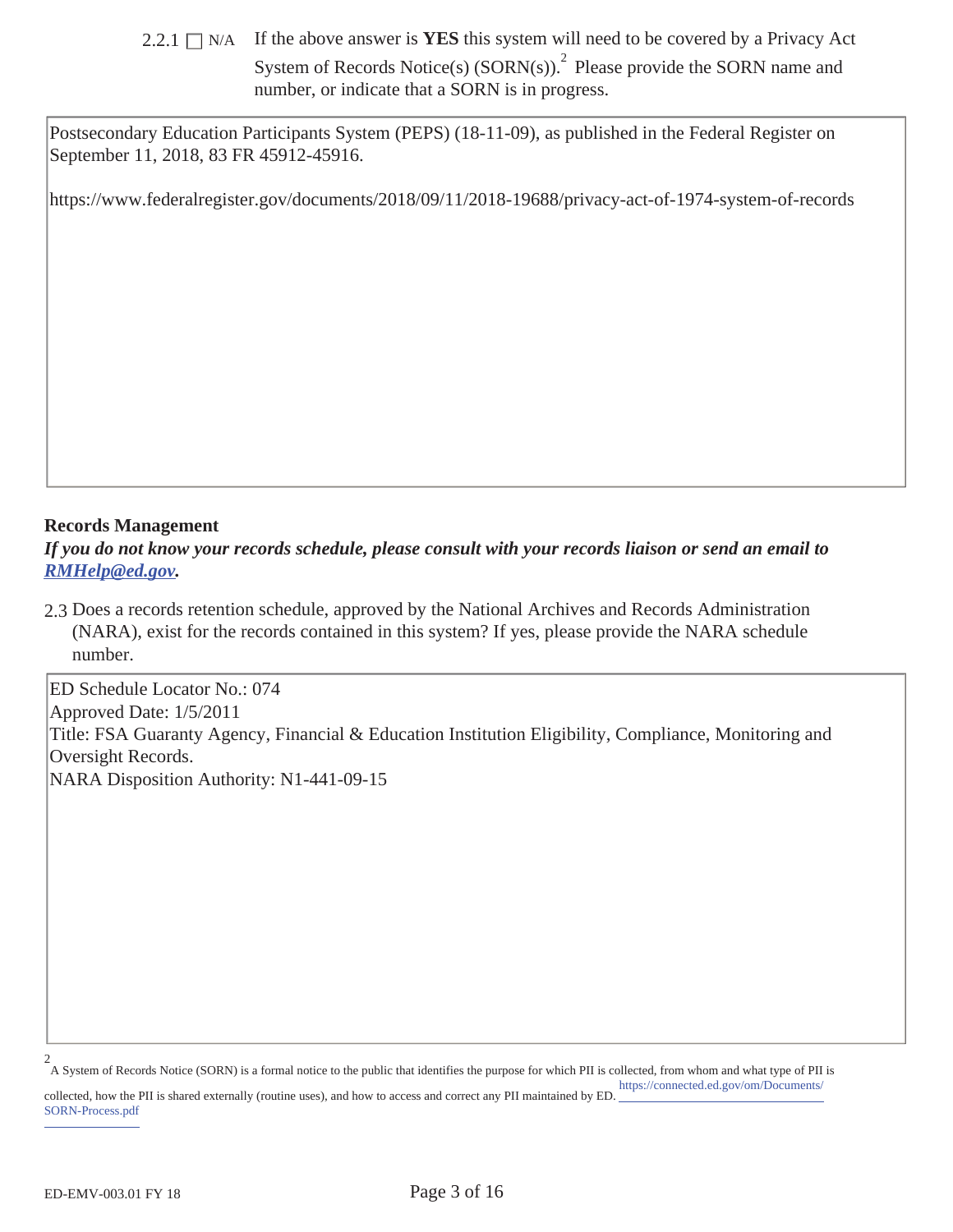2.2.1 ☐ N/A If the above answer is **YES** this system will need to be covered by a Privacy Act System of Records Notice(s) (SORN(s)).[2] Please provide the SORN name and number, or indicate that a SORN is in progress.

Postsecondary Education Participants System (PEPS) (18-11-09), as published in the Federal Register on September 11, 2018, 83 FR 45912-45916.

https://www.federalregister.gov/documents/2018/09/11/2018-19688/privacy-act-of-1974-system-of-records

**Records Management**

***If you do not know your records schedule, please consult with your records liaison or send an email to [RMHelp@ed.gov](mailto:RMHelp@ed.gov).***

2.3 Does a records retention schedule, approved by the National Archives and Records Administration (NARA), exist for the records contained in this system? If yes, please provide the NARA schedule number.

ED Schedule Locator No.: 074
Approved Date: 1/5/2011
Title: FSA Guaranty Agency, Financial & Education Institution Eligibility, Compliance, Monitoring and Oversight Records.
NARA Disposition Authority: N1-441-09-15

[2] A System of Records Notice (SORN) is a formal notice to the public that identifies the purpose for which PII is collected, from whom and what type of PII is collected, how the PII is shared externally (routine uses), and how to access and correct any PII maintained by ED. https://connected.ed.gov/om/Documents/SORN-Process.pdf

ED-EMV-003.01 FY 18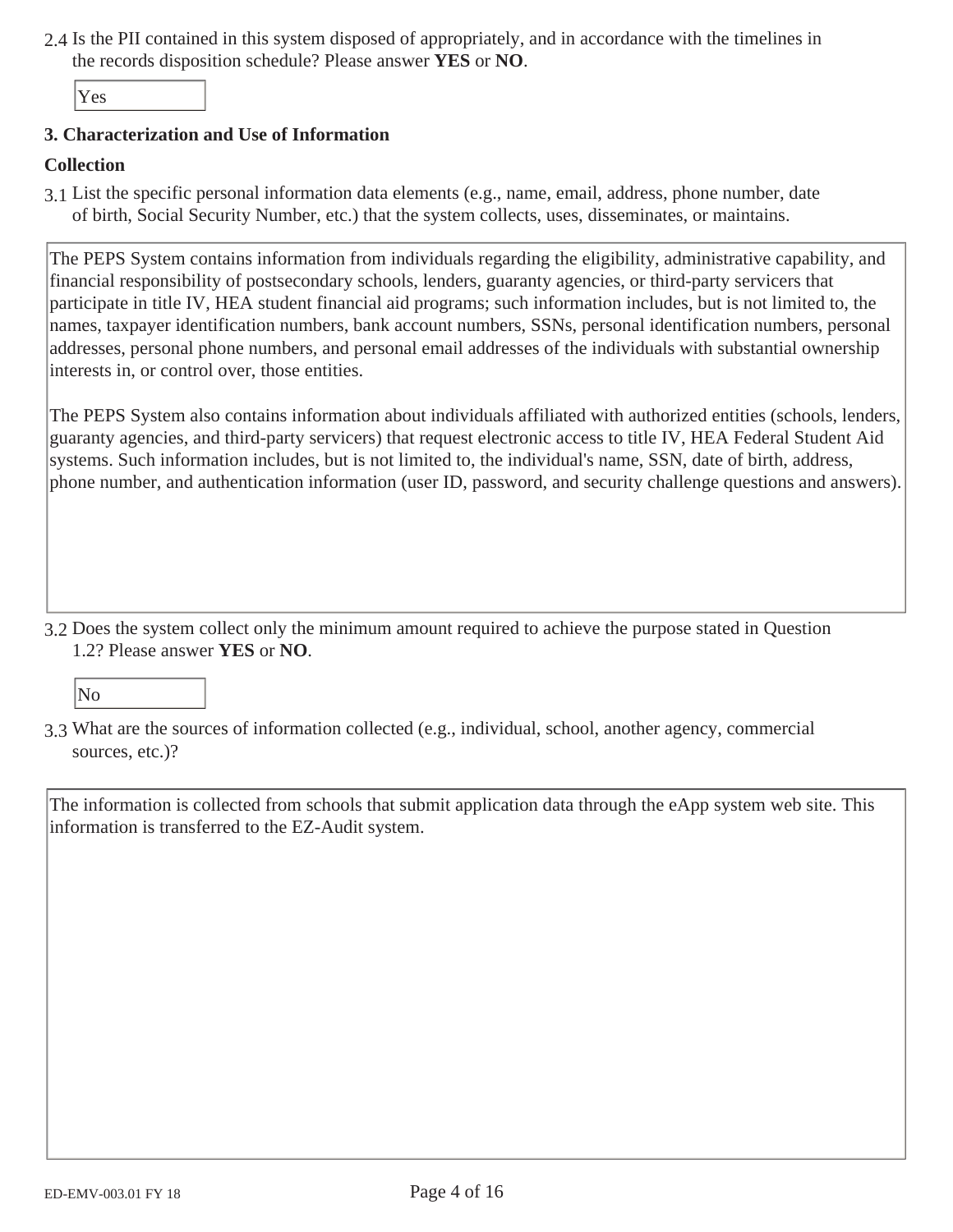2.4 Is the PII contained in this system disposed of appropriately, and in accordance with the timelines in the records disposition schedule? Please answer **YES** or **NO**.

Yes

**3. Characterization and Use of Information**

**Collection**

3.1 List the specific personal information data elements (e.g., name, email, address, phone number, date of birth, Social Security Number, etc.) that the system collects, uses, disseminates, or maintains.

The PEPS System contains information from individuals regarding the eligibility, administrative capability, and financial responsibility of postsecondary schools, lenders, guaranty agencies, or third-party servicers that participate in title IV, HEA student financial aid programs; such information includes, but is not limited to, the names, taxpayer identification numbers, bank account numbers, SSNs, personal identification numbers, personal addresses, personal phone numbers, and personal email addresses of the individuals with substantial ownership interests in, or control over, those entities.

The PEPS System also contains information about individuals affiliated with authorized entities (schools, lenders, guaranty agencies, and third-party servicers) that request electronic access to title IV, HEA Federal Student Aid systems. Such information includes, but is not limited to, the individual's name, SSN, date of birth, address, phone number, and authentication information (user ID, password, and security challenge questions and answers).

3.2 Does the system collect only the minimum amount required to achieve the purpose stated in Question 1.2? Please answer **YES** or **NO**.

No

3.3 What are the sources of information collected (e.g., individual, school, another agency, commercial sources, etc.)?

The information is collected from schools that submit application data through the eApp system web site. This information is transferred to the EZ-Audit system.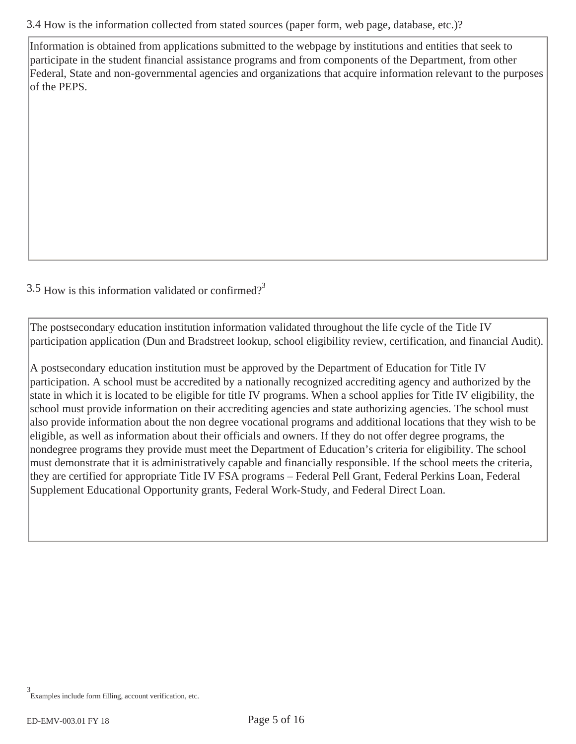3.4 How is the information collected from stated sources (paper form, web page, database, etc.)?

Information is obtained from applications submitted to the webpage by institutions and entities that seek to participate in the student financial assistance programs and from components of the Department, from other Federal, State and non-governmental agencies and organizations that acquire information relevant to the purposes of the PEPS.

3.5 How is this information validated or confirmed?[3]

The postsecondary education institution information validated throughout the life cycle of the Title IV participation application (Dun and Bradstreet lookup, school eligibility review, certification, and financial Audit).

A postsecondary education institution must be approved by the Department of Education for Title IV participation. A school must be accredited by a nationally recognized accrediting agency and authorized by the state in which it is located to be eligible for title IV programs. When a school applies for Title IV eligibility, the school must provide information on their accrediting agencies and state authorizing agencies. The school must also provide information about the non degree vocational programs and additional locations that they wish to be eligible, as well as information about their officials and owners. If they do not offer degree programs, the nondegree programs they provide must meet the Department of Education's criteria for eligibility. The school must demonstrate that it is administratively capable and financially responsible. If the school meets the criteria, they are certified for appropriate Title IV FSA programs – Federal Pell Grant, Federal Perkins Loan, Federal Supplement Educational Opportunity grants, Federal Work-Study, and Federal Direct Loan.

[3] Examples include form filling, account verification, etc.

ED-EMV-003.01 FY 18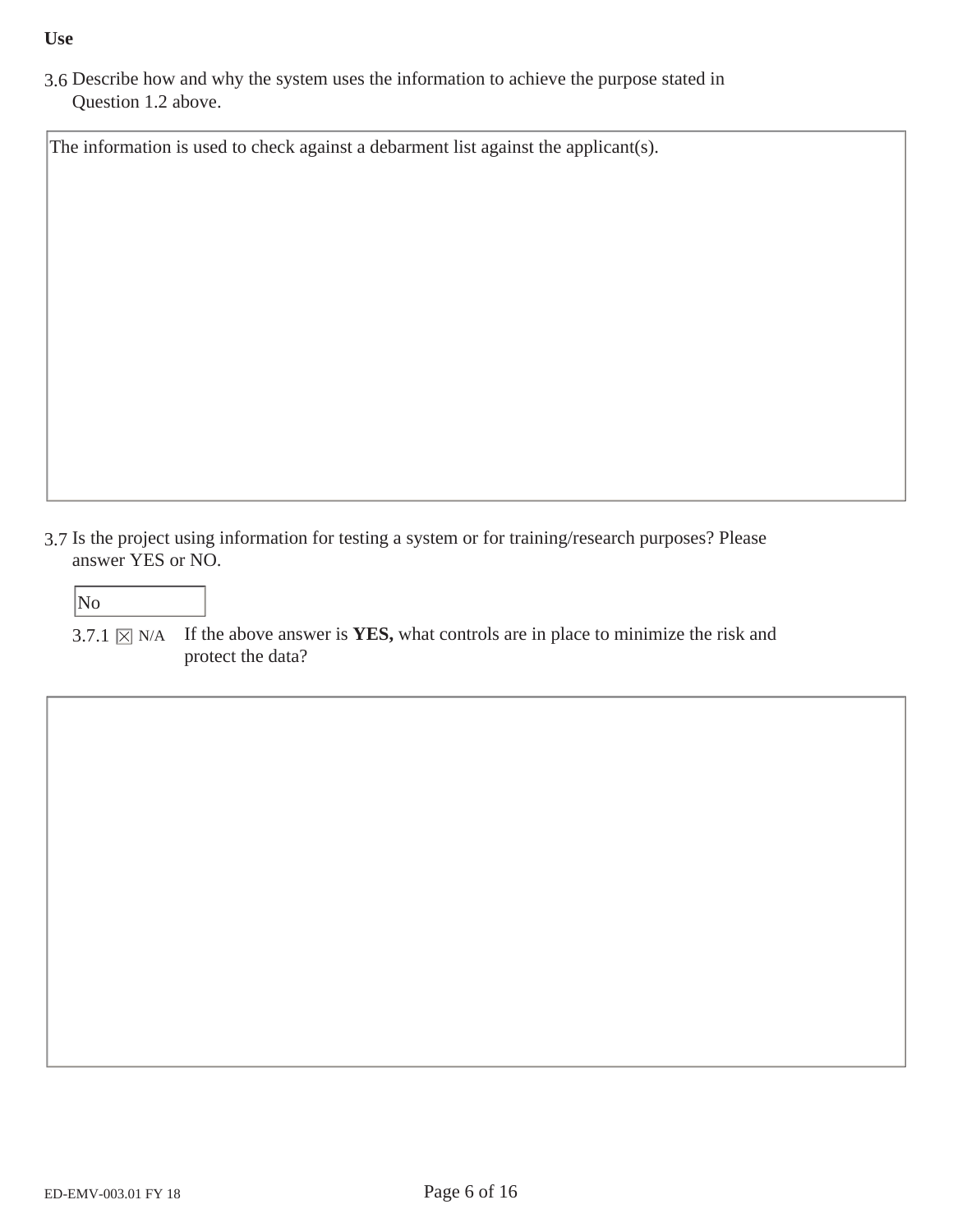**Use**

3.6 Describe how and why the system uses the information to achieve the purpose stated in Question 1.2 above.

The information is used to check against a debarment list against the applicant(s).

3.7 Is the project using information for testing a system or for training/research purposes? Please answer YES or NO.

No

3.7.1 ☒ N/A If the above answer is **YES,** what controls are in place to minimize the risk and protect the data?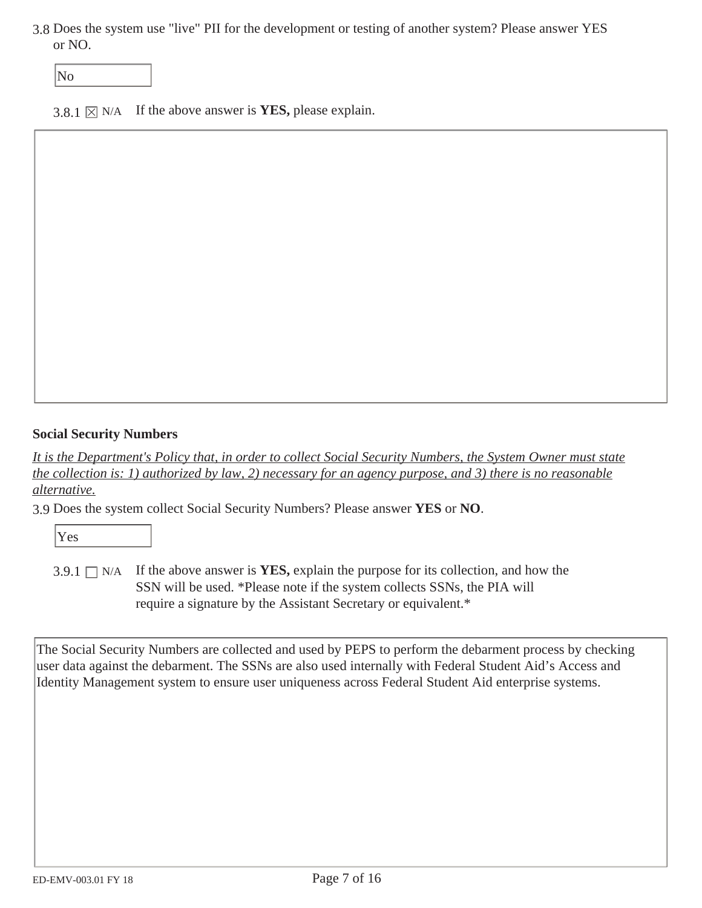3.8 Does the system use "live" PII for the development or testing of another system? Please answer YES or NO.

No

3.8.1 ☒ N/A If the above answer is **YES,** please explain.

**Social Security Numbers**

*It is the Department's Policy that, in order to collect Social Security Numbers, the System Owner must state the collection is: 1) authorized by law, 2) necessary for an agency purpose, and 3) there is no reasonable alternative.*

3.9 Does the system collect Social Security Numbers? Please answer **YES** or **NO**.

Yes

3.9.1 ☐ N/A If the above answer is **YES,** explain the purpose for its collection, and how the SSN will be used. *Please note if the system collects SSNs, the PIA will require a signature by the Assistant Secretary or equivalent.*

The Social Security Numbers are collected and used by PEPS to perform the debarment process by checking user data against the debarment. The SSNs are also used internally with Federal Student Aid's Access and Identity Management system to ensure user uniqueness across Federal Student Aid enterprise systems.

ED-EMV-003.01 FY 18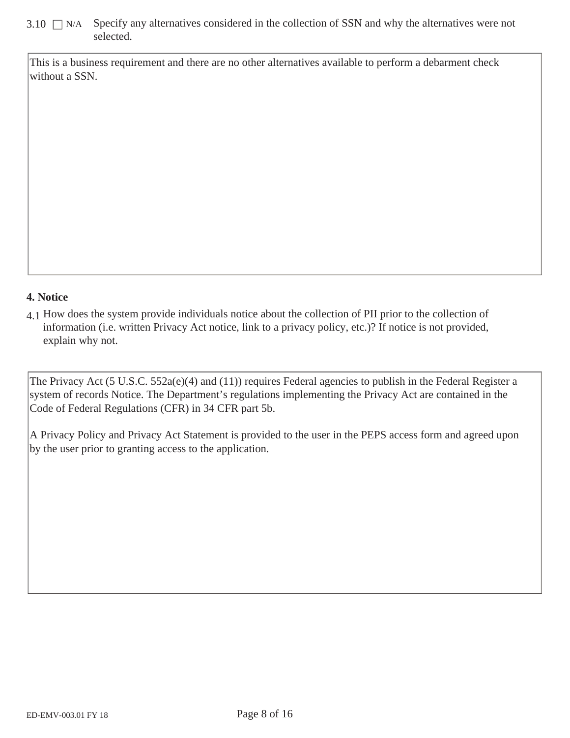3.10 ☐ N/A Specify any alternatives considered in the collection of SSN and why the alternatives were not selected.

This is a business requirement and there are no other alternatives available to perform a debarment check without a SSN.

## 4. Notice

4.1 How does the system provide individuals notice about the collection of PII prior to the collection of information (i.e. written Privacy Act notice, link to a privacy policy, etc.)? If notice is not provided, explain why not.

The Privacy Act (5 U.S.C. 552a(e)(4) and (11)) requires Federal agencies to publish in the Federal Register a system of records Notice. The Department's regulations implementing the Privacy Act are contained in the Code of Federal Regulations (CFR) in 34 CFR part 5b.

A Privacy Policy and Privacy Act Statement is provided to the user in the PEPS access form and agreed upon by the user prior to granting access to the application.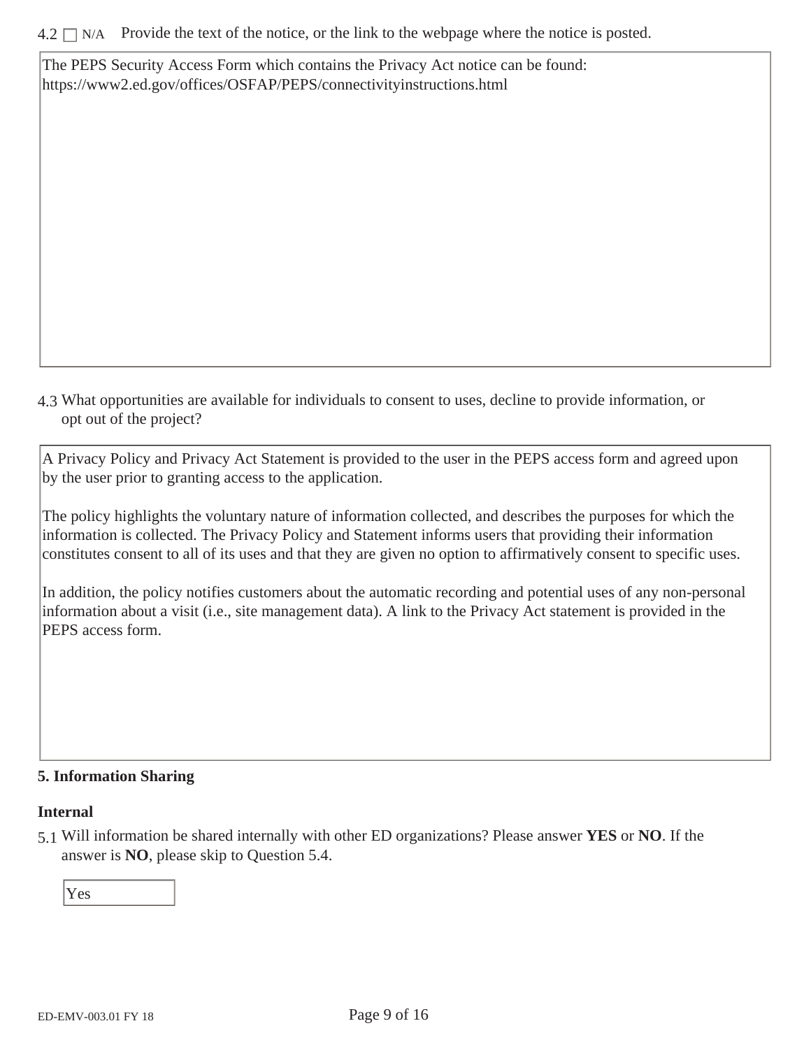4.2 ☐ N/A Provide the text of the notice, or the link to the webpage where the notice is posted.

The PEPS Security Access Form which contains the Privacy Act notice can be found: https://www2.ed.gov/offices/OSFAP/PEPS/connectivityinstructions.html

4.3 What opportunities are available for individuals to consent to uses, decline to provide information, or opt out of the project?

A Privacy Policy and Privacy Act Statement is provided to the user in the PEPS access form and agreed upon by the user prior to granting access to the application.

The policy highlights the voluntary nature of information collected, and describes the purposes for which the information is collected. The Privacy Policy and Statement informs users that providing their information constitutes consent to all of its uses and that they are given no option to affirmatively consent to specific uses.

In addition, the policy notifies customers about the automatic recording and potential uses of any non-personal information about a visit (i.e., site management data). A link to the Privacy Act statement is provided in the PEPS access form.

**5. Information Sharing**

**Internal**

5.1 Will information be shared internally with other ED organizations? Please answer **YES** or **NO**. If the answer is **NO**, please skip to Question 5.4.

Yes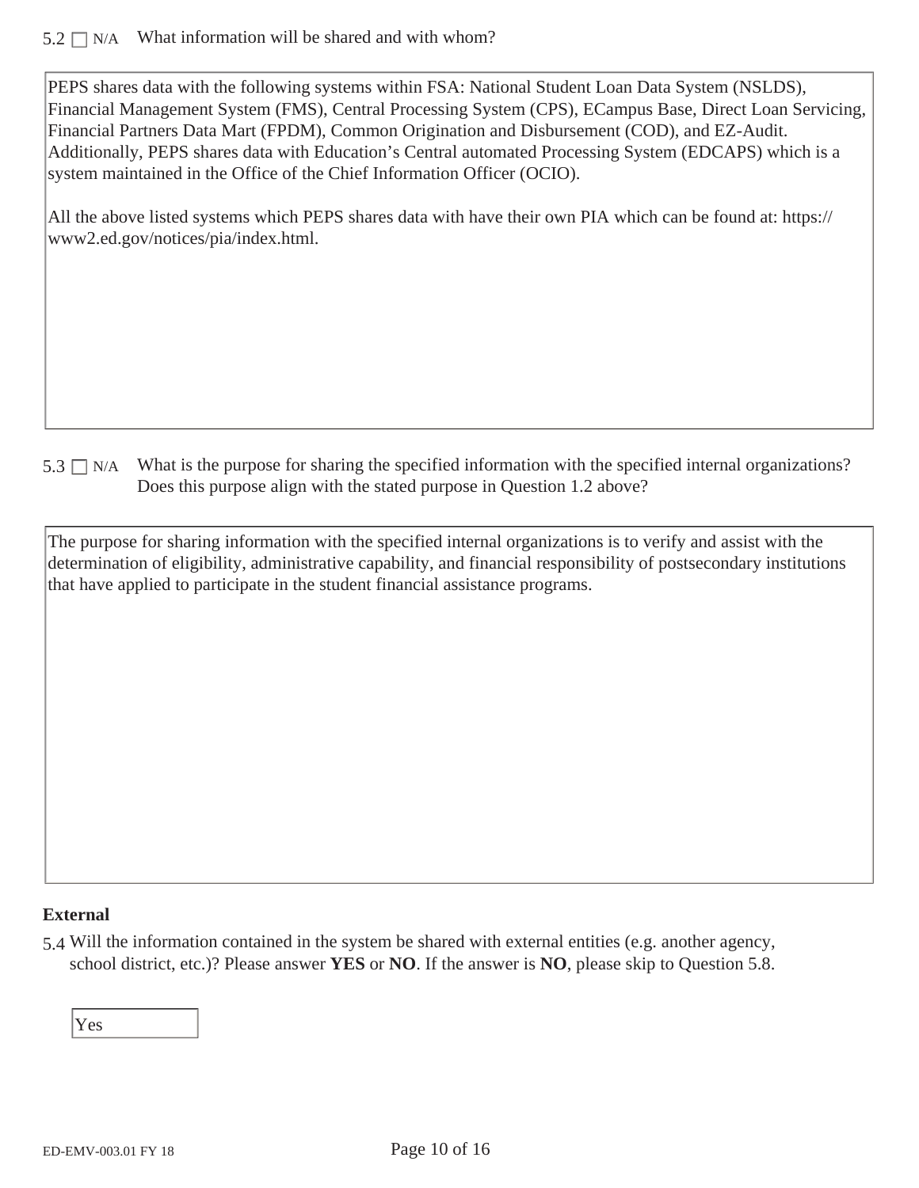5.2 ☐ N/A What information will be shared and with whom?

PEPS shares data with the following systems within FSA: National Student Loan Data System (NSLDS), Financial Management System (FMS), Central Processing System (CPS), ECampus Base, Direct Loan Servicing, Financial Partners Data Mart (FPDM), Common Origination and Disbursement (COD), and EZ-Audit. Additionally, PEPS shares data with Education's Central automated Processing System (EDCAPS) which is a system maintained in the Office of the Chief Information Officer (OCIO).

All the above listed systems which PEPS shares data with have their own PIA which can be found at: https://www2.ed.gov/notices/pia/index.html.

5.3 ☐ N/A What is the purpose for sharing the specified information with the specified internal organizations? Does this purpose align with the stated purpose in Question 1.2 above?

The purpose for sharing information with the specified internal organizations is to verify and assist with the determination of eligibility, administrative capability, and financial responsibility of postsecondary institutions that have applied to participate in the student financial assistance programs.

**External**

5.4 Will the information contained in the system be shared with external entities (e.g. another agency, school district, etc.)? Please answer **YES** or **NO**. If the answer is **NO**, please skip to Question 5.8.

Yes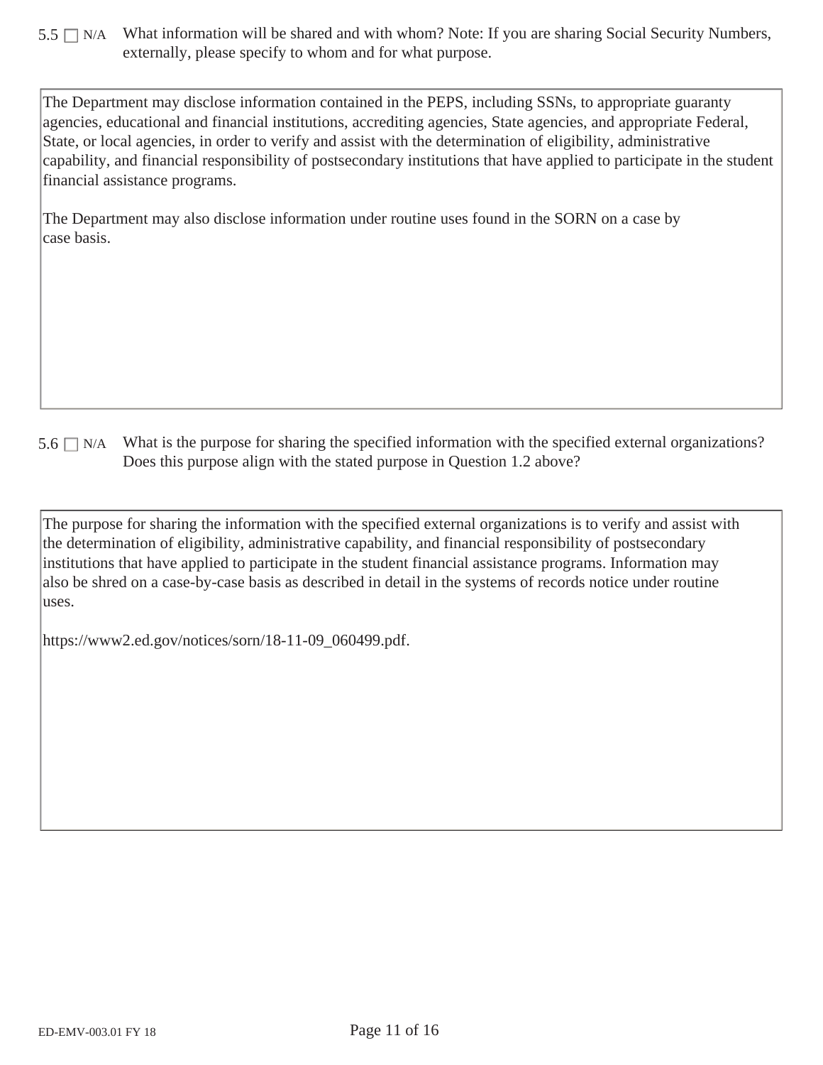5.5 ☐ N/A What information will be shared and with whom? Note: If you are sharing Social Security Numbers, externally, please specify to whom and for what purpose.

The Department may disclose information contained in the PEPS, including SSNs, to appropriate guaranty agencies, educational and financial institutions, accrediting agencies, State agencies, and appropriate Federal, State, or local agencies, in order to verify and assist with the determination of eligibility, administrative capability, and financial responsibility of postsecondary institutions that have applied to participate in the student financial assistance programs.

The Department may also disclose information under routine uses found in the SORN on a case by case basis.

5.6 ☐ N/A What is the purpose for sharing the specified information with the specified external organizations? Does this purpose align with the stated purpose in Question 1.2 above?

The purpose for sharing the information with the specified external organizations is to verify and assist with the determination of eligibility, administrative capability, and financial responsibility of postsecondary institutions that have applied to participate in the student financial assistance programs. Information may also be shred on a case-by-case basis as described in detail in the systems of records notice under routine uses.

https://www2.ed.gov/notices/sorn/18-11-09_060499.pdf.

ED-EMV-003.01 FY 18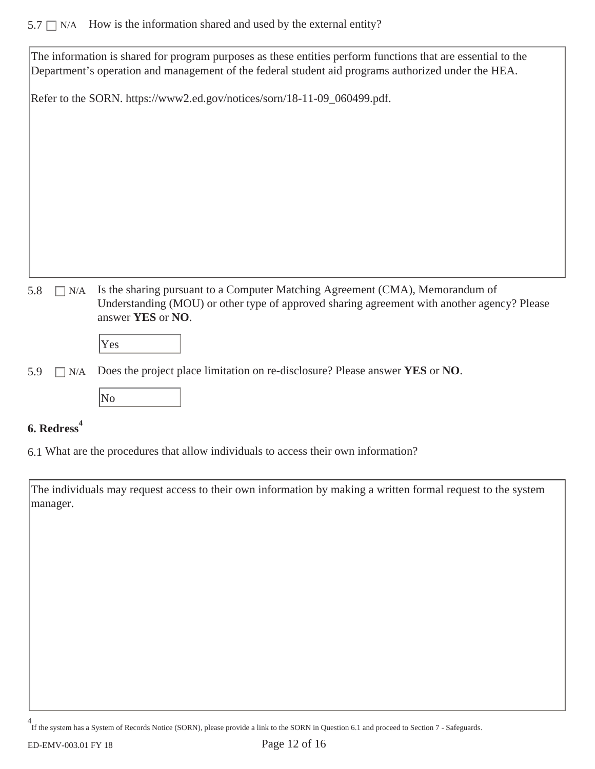5.7 ☐ N/A How is the information shared and used by the external entity?

The information is shared for program purposes as these entities perform functions that are essential to the Department's operation and management of the federal student aid programs authorized under the HEA.

Refer to the SORN. https://www2.ed.gov/notices/sorn/18-11-09_060499.pdf.

5.8 ☐ N/A Is the sharing pursuant to a Computer Matching Agreement (CMA), Memorandum of Understanding (MOU) or other type of approved sharing agreement with another agency? Please answer **YES** or **NO**.

Yes

5.9 ☐ N/A Does the project place limitation on re-disclosure? Please answer **YES** or **NO**.

No

## 6. Redress[4]

6.1 What are the procedures that allow individuals to access their own information?

The individuals may request access to their own information by making a written formal request to the system manager.

[4] If the system has a System of Records Notice (SORN), please provide a link to the SORN in Question 6.1 and proceed to Section 7 - Safeguards.

ED-EMV-003.01 FY 18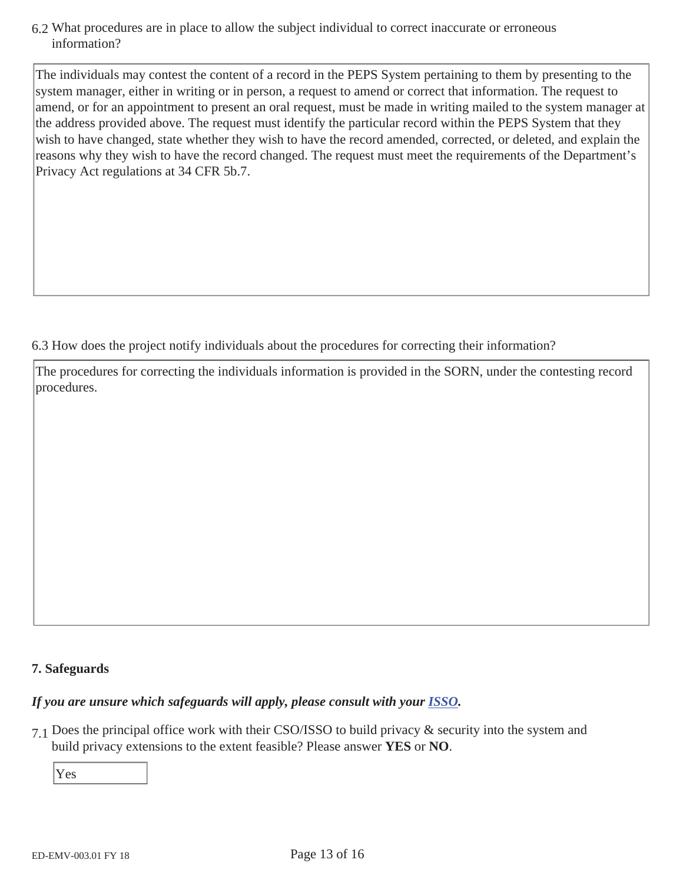6.2 What procedures are in place to allow the subject individual to correct inaccurate or erroneous information?

The individuals may contest the content of a record in the PEPS System pertaining to them by presenting to the system manager, either in writing or in person, a request to amend or correct that information. The request to amend, or for an appointment to present an oral request, must be made in writing mailed to the system manager at the address provided above. The request must identify the particular record within the PEPS System that they wish to have changed, state whether they wish to have the record amended, corrected, or deleted, and explain the reasons why they wish to have the record changed. The request must meet the requirements of the Department's Privacy Act regulations at 34 CFR 5b.7.

6.3 How does the project notify individuals about the procedures for correcting their information?

The procedures for correcting the individuals information is provided in the SORN, under the contesting record procedures.

**7. Safeguards**

***If you are unsure which safeguards will apply, please consult with your ISSO.***

7.1 Does the principal office work with their CSO/ISSO to build privacy & security into the system and build privacy extensions to the extent feasible? Please answer **YES** or **NO**.

Yes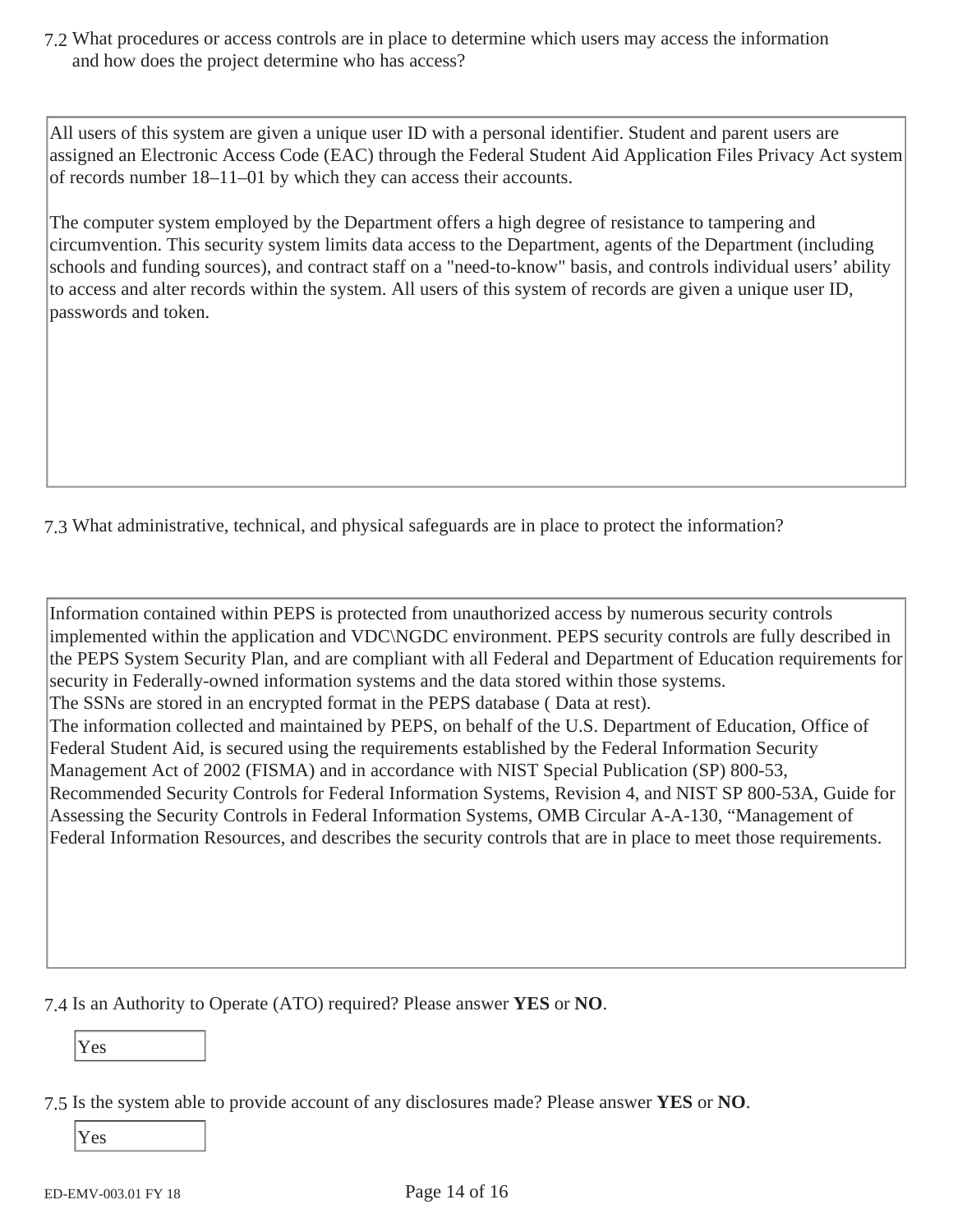7.2 What procedures or access controls are in place to determine which users may access the information and how does the project determine who has access?

All users of this system are given a unique user ID with a personal identifier. Student and parent users are assigned an Electronic Access Code (EAC) through the Federal Student Aid Application Files Privacy Act system of records number 18–11–01 by which they can access their accounts.

The computer system employed by the Department offers a high degree of resistance to tampering and circumvention. This security system limits data access to the Department, agents of the Department (including schools and funding sources), and contract staff on a "need-to-know" basis, and controls individual users' ability to access and alter records within the system. All users of this system of records are given a unique user ID, passwords and token.

7.3 What administrative, technical, and physical safeguards are in place to protect the information?

Information contained within PEPS is protected from unauthorized access by numerous security controls implemented within the application and VDC\NGDC environment. PEPS security controls are fully described in the PEPS System Security Plan, and are compliant with all Federal and Department of Education requirements for security in Federally-owned information systems and the data stored within those systems.
The SSNs are stored in an encrypted format in the PEPS database ( Data at rest).
The information collected and maintained by PEPS, on behalf of the U.S. Department of Education, Office of Federal Student Aid, is secured using the requirements established by the Federal Information Security Management Act of 2002 (FISMA) and in accordance with NIST Special Publication (SP) 800-53, Recommended Security Controls for Federal Information Systems, Revision 4, and NIST SP 800-53A, Guide for Assessing the Security Controls in Federal Information Systems, OMB Circular A-A-130, "Management of Federal Information Resources, and describes the security controls that are in place to meet those requirements.

7.4 Is an Authority to Operate (ATO) required? Please answer **YES** or **NO**.

Yes

7.5 Is the system able to provide account of any disclosures made? Please answer **YES** or **NO**.

Yes

ED-EMV-003.01 FY 18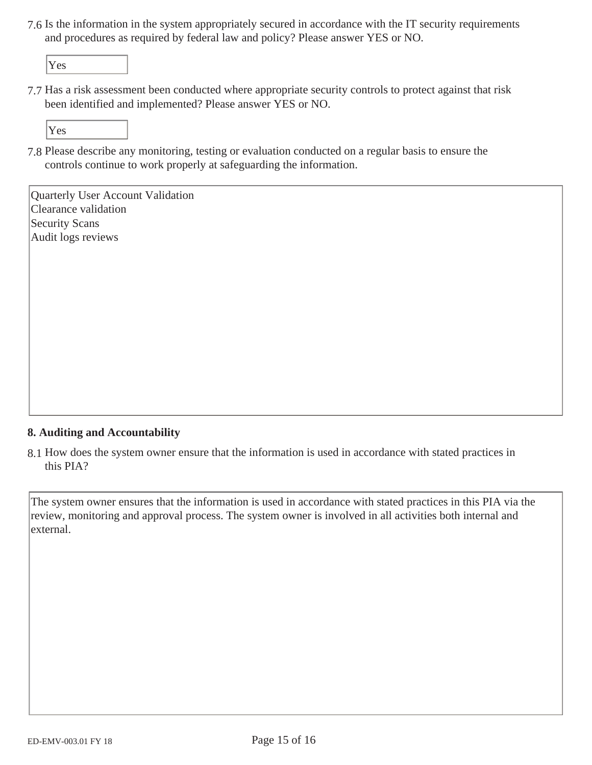7.6 Is the information in the system appropriately secured in accordance with the IT security requirements and procedures as required by federal law and policy? Please answer YES or NO.

Yes

7.7 Has a risk assessment been conducted where appropriate security controls to protect against that risk been identified and implemented? Please answer YES or NO.

Yes

7.8 Please describe any monitoring, testing or evaluation conducted on a regular basis to ensure the controls continue to work properly at safeguarding the information.

Quarterly User Account Validation
Clearance validation
Security Scans
Audit logs reviews

**8. Auditing and Accountability**

8.1 How does the system owner ensure that the information is used in accordance with stated practices in this PIA?

The system owner ensures that the information is used in accordance with stated practices in this PIA via the review, monitoring and approval process. The system owner is involved in all activities both internal and external.

ED-EMV-003.01 FY 18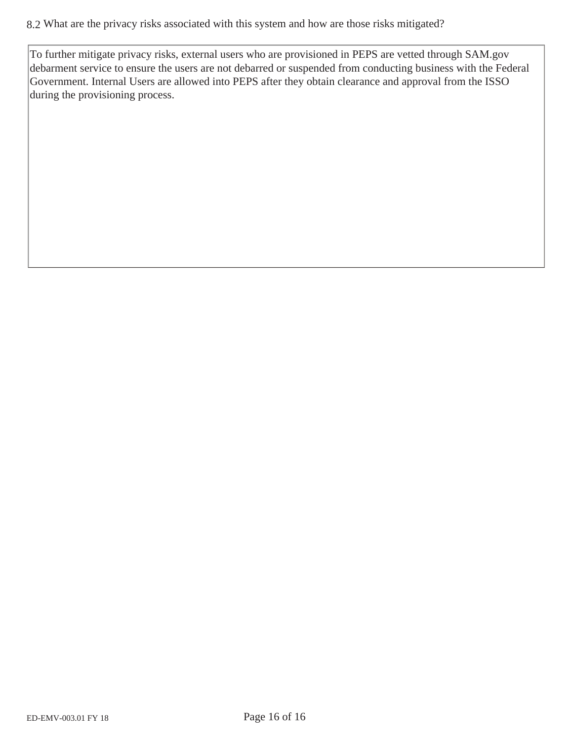8.2 What are the privacy risks associated with this system and how are those risks mitigated?

To further mitigate privacy risks, external users who are provisioned in PEPS are vetted through SAM.gov debarment service to ensure the users are not debarred or suspended from conducting business with the Federal Government. Internal Users are allowed into PEPS after they obtain clearance and approval from the ISSO during the provisioning process.